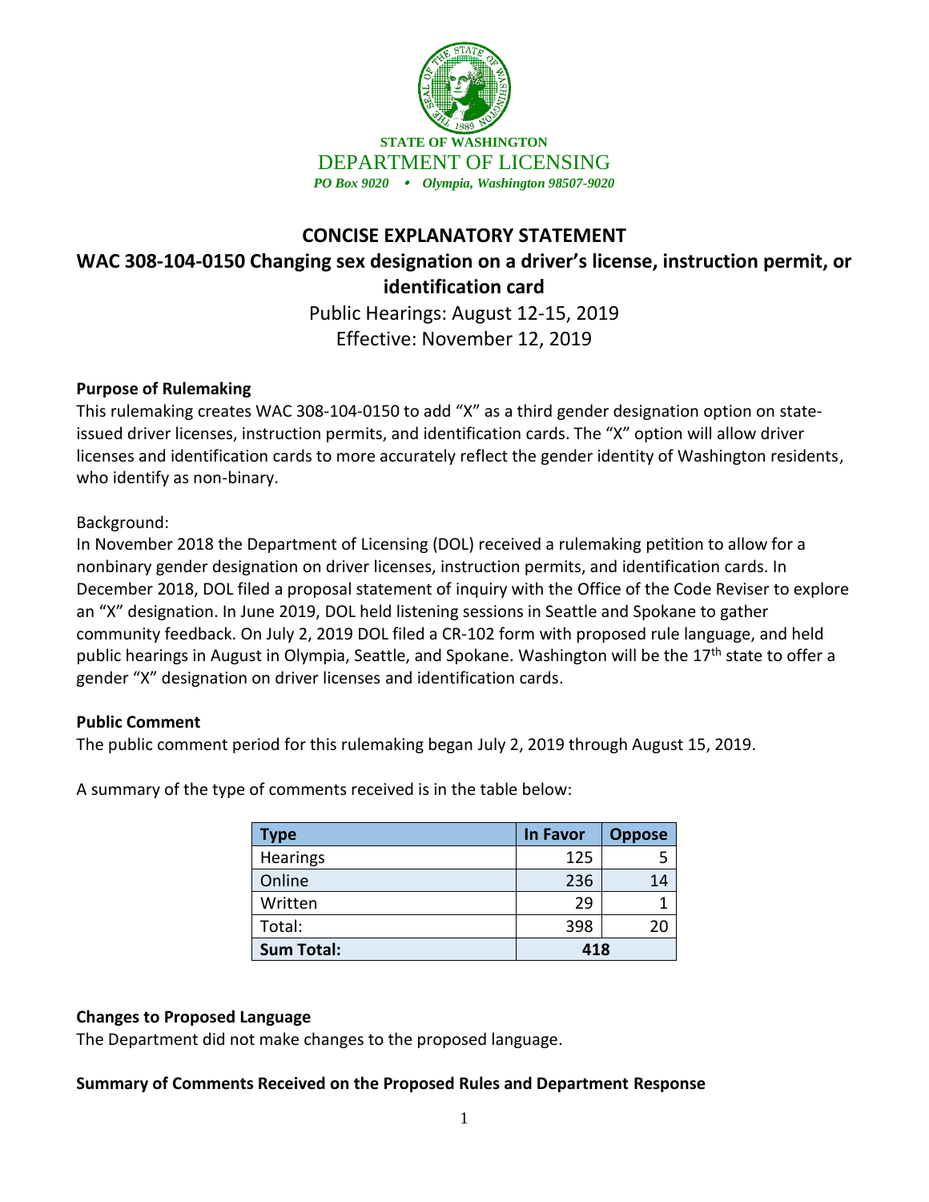**STATE OF WASHINGTON**
DEPARTMENT OF LICENSING
*PO Box 9020 • Olympia, Washington 98507-9020*

# CONCISE EXPLANATORY STATEMENT

## WAC 308-104-0150 Changing sex designation on a driver's license, instruction permit, or identification card

Public Hearings: August 12-15, 2019
Effective: November 12, 2019

**Purpose of Rulemaking**

This rulemaking creates WAC 308-104-0150 to add "X" as a third gender designation option on state-issued driver licenses, instruction permits, and identification cards. The "X" option will allow driver licenses and identification cards to more accurately reflect the gender identity of Washington residents, who identify as non-binary.

Background:

In November 2018 the Department of Licensing (DOL) received a rulemaking petition to allow for a nonbinary gender designation on driver licenses, instruction permits, and identification cards. In December 2018, DOL filed a proposal statement of inquiry with the Office of the Code Reviser to explore an "X" designation. In June 2019, DOL held listening sessions in Seattle and Spokane to gather community feedback. On July 2, 2019 DOL filed a CR-102 form with proposed rule language, and held public hearings in August in Olympia, Seattle, and Spokane. Washington will be the 17th state to offer a gender "X" designation on driver licenses and identification cards.

**Public Comment**

The public comment period for this rulemaking began July 2, 2019 through August 15, 2019.

A summary of the type of comments received is in the table below:

| Type | In Favor | Oppose |
|---|---|---|
| Hearings | 125 | 5 |
| Online | 236 | 14 |
| Written | 29 | 1 |
| Total: | 398 | 20 |
| **Sum Total:** | **418** | |

**Changes to Proposed Language**

The Department did not make changes to the proposed language.

**Summary of Comments Received on the Proposed Rules and Department Response**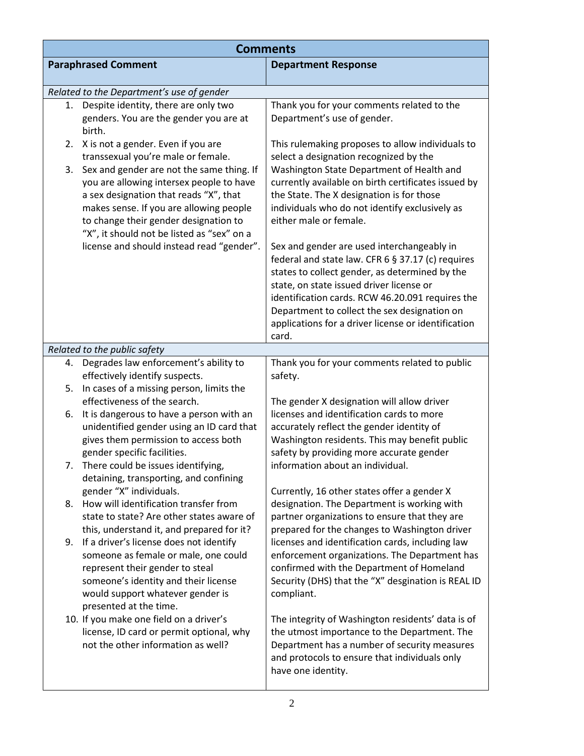| **Comments** | |
|---|---|
| **Paraphrased Comment** | **Department Response** |
| *Related to the Department's use of gender* | |
| 1. Despite identity, there are only two genders. You are the gender you are at birth.<br>2. X is not a gender. Even if you are transsexual you're male or female.<br>3. Sex and gender are not the same thing. If you are allowing intersex people to have a sex designation that reads "X", that makes sense. If you are allowing people to change their gender designation to "X", it should not be listed as "sex" on a license and should instead read "gender". | Thank you for your comments related to the Department's use of gender.<br><br>This rulemaking proposes to allow individuals to select a designation recognized by the Washington State Department of Health and currently available on birth certificates issued by the State. The X designation is for those individuals who do not identify exclusively as either male or female.<br><br>Sex and gender are used interchangeably in federal and state law. CFR 6 § 37.17 (c) requires states to collect gender, as determined by the state, on state issued driver license or identification cards. RCW 46.20.091 requires the Department to collect the sex designation on applications for a driver license or identification card. |
| *Related to the public safety* | |
| 4. Degrades law enforcement's ability to effectively identify suspects.<br>5. In cases of a missing person, limits the effectiveness of the search.<br>6. It is dangerous to have a person with an unidentified gender using an ID card that gives them permission to access both gender specific facilities.<br>7. There could be issues identifying, detaining, transporting, and confining gender "X" individuals.<br>8. How will identification transfer from state to state? Are other states aware of this, understand it, and prepared for it?<br>9. If a driver's license does not identify someone as female or male, one could represent their gender to steal someone's identity and their license would support whatever gender is presented at the time.<br>10. If you make one field on a driver's license, ID card or permit optional, why not the other information as well? | Thank you for your comments related to public safety.<br><br>The gender X designation will allow driver licenses and identification cards to more accurately reflect the gender identity of Washington residents. This may benefit public safety by providing more accurate gender information about an individual.<br><br>Currently, 16 other states offer a gender X designation. The Department is working with partner organizations to ensure that they are prepared for the changes to Washington driver licenses and identification cards, including law enforcement organizations. The Department has confirmed with the Department of Homeland Security (DHS) that the "X" desgination is REAL ID compliant.<br><br>The integrity of Washington residents' data is of the utmost importance to the Department. The Department has a number of security measures and protocols to ensure that individuals only have one identity. |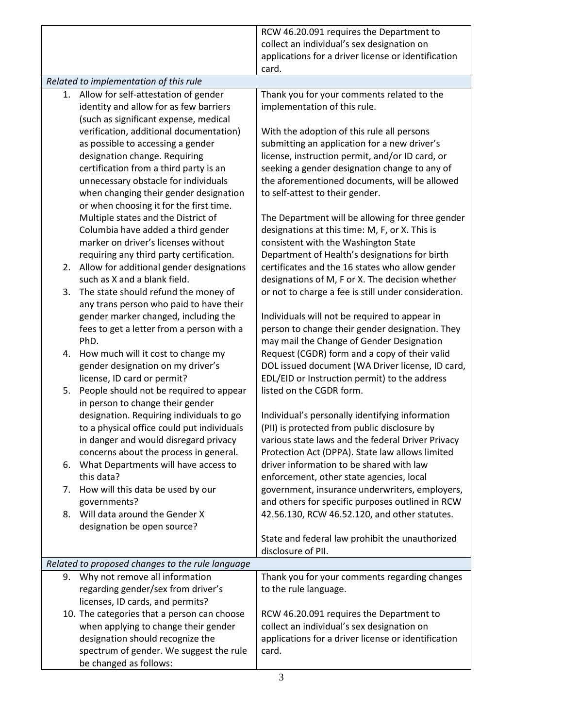| | |
|---|---|
| | RCW 46.20.091 requires the Department to collect an individual's sex designation on applications for a driver license or identification card. |
| *Related to implementation of this rule* | |
| 1. Allow for self-attestation of gender identity and allow for as few barriers (such as significant expense, medical verification, additional documentation) as possible to accessing a gender designation change. Requiring certification from a third party is an unnecessary obstacle for individuals when changing their gender designation or when choosing it for the first time. Multiple states and the District of Columbia have added a third gender marker on driver's licenses without requiring any third party certification.<br>2. Allow for additional gender designations such as X and a blank field.<br>3. The state should refund the money of any trans person who paid to have their gender marker changed, including the fees to get a letter from a person with a PhD.<br>4. How much will it cost to change my gender designation on my driver's license, ID card or permit?<br>5. People should not be required to appear in person to change their gender designation. Requiring individuals to go to a physical office could put individuals in danger and would disregard privacy concerns about the process in general.<br>6. What Departments will have access to this data?<br>7. How will this data be used by our governments?<br>8. Will data around the Gender X designation be open source? | Thank you for your comments related to the implementation of this rule.<br><br>With the adoption of this rule all persons submitting an application for a new driver's license, instruction permit, and/or ID card, or seeking a gender designation change to any of the aforementioned documents, will be allowed to self-attest to their gender.<br><br>The Department will be allowing for three gender designations at this time: M, F, or X. This is consistent with the Washington State Department of Health's designations for birth certificates and the 16 states who allow gender designations of M, F or X. The decision whether or not to charge a fee is still under consideration.<br><br>Individuals will not be required to appear in person to change their gender designation. They may mail the Change of Gender Designation Request (CGDR) form and a copy of their valid DOL issued document (WA Driver license, ID card, EDL/EID or Instruction permit) to the address listed on the CGDR form.<br><br>Individual's personally identifying information (PII) is protected from public disclosure by various state laws and the federal Driver Privacy Protection Act (DPPA). State law allows limited driver information to be shared with law enforcement, other state agencies, local government, insurance underwriters, employers, and others for specific purposes outlined in RCW 42.56.130, RCW 46.52.120, and other statutes.<br><br>State and federal law prohibit the unauthorized disclosure of PII. |
| *Related to proposed changes to the rule language* | |
| 9. Why not remove all information regarding gender/sex from driver's licenses, ID cards, and permits?<br>10. The categories that a person can choose when applying to change their gender designation should recognize the spectrum of gender. We suggest the rule be changed as follows: | Thank you for your comments regarding changes to the rule language.<br><br>RCW 46.20.091 requires the Department to collect an individual's sex designation on applications for a driver license or identification card. |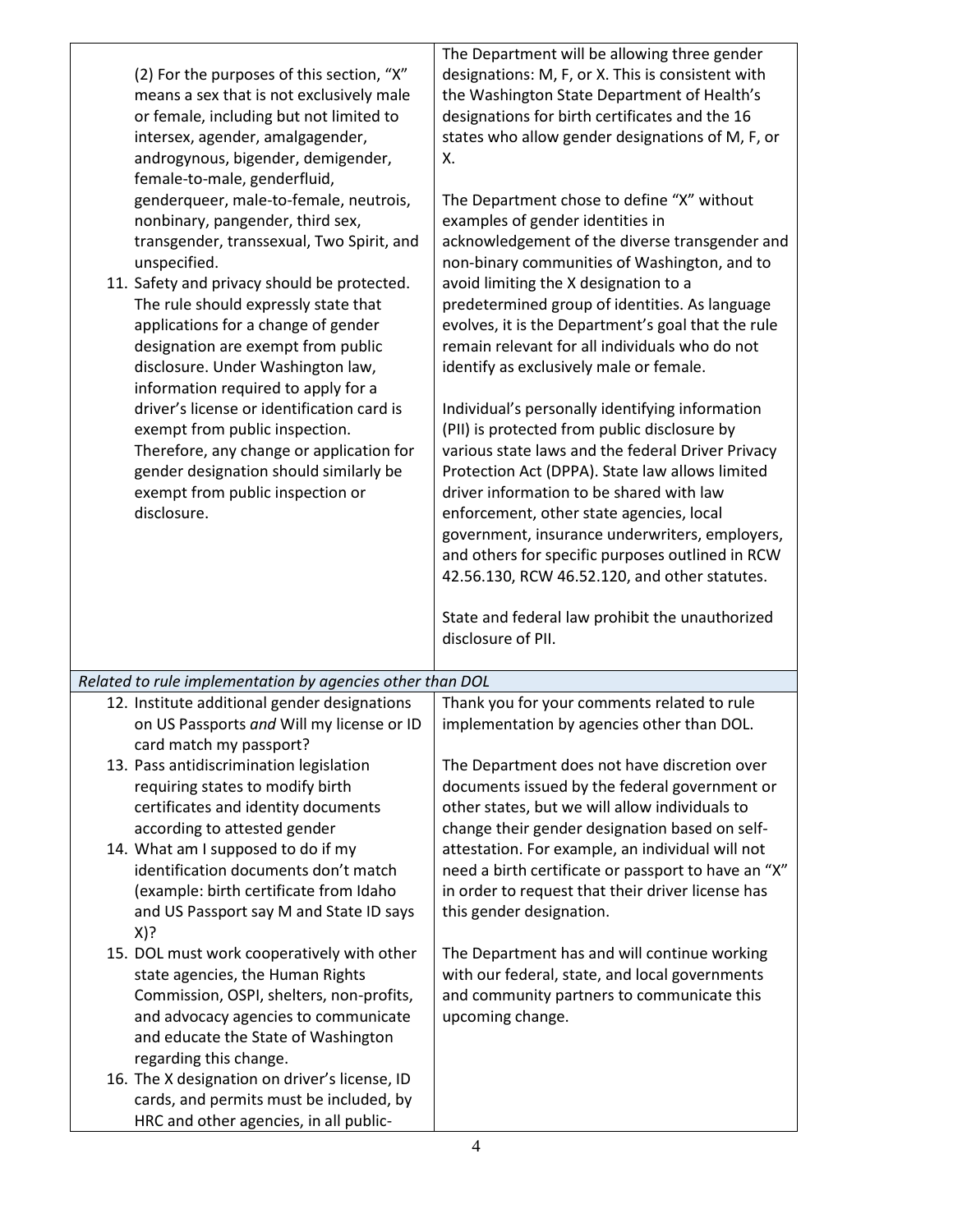| | |
|---|---|
| (2) For the purposes of this section, "X" means a sex that is not exclusively male or female, including but not limited to intersex, agender, amalgagender, androgynous, bigender, demigender, female-to-male, genderfluid, genderqueer, male-to-female, neutrois, nonbinary, pangender, third sex, transgender, transsexual, Two Spirit, and unspecified.<br>11. Safety and privacy should be protected. The rule should expressly state that applications for a change of gender designation are exempt from public disclosure. Under Washington law, information required to apply for a driver's license or identification card is exempt from public inspection. Therefore, any change or application for gender designation should similarly be exempt from public inspection or disclosure. | The Department will be allowing three gender designations: M, F, or X. This is consistent with the Washington State Department of Health's designations for birth certificates and the 16 states who allow gender designations of M, F, or X.<br><br>The Department chose to define "X" without examples of gender identities in acknowledgement of the diverse transgender and non-binary communities of Washington, and to avoid limiting the X designation to a predetermined group of identities. As language evolves, it is the Department's goal that the rule remain relevant for all individuals who do not identify as exclusively male or female.<br><br>Individual's personally identifying information (PII) is protected from public disclosure by various state laws and the federal Driver Privacy Protection Act (DPPA). State law allows limited driver information to be shared with law enforcement, other state agencies, local government, insurance underwriters, employers, and others for specific purposes outlined in RCW 42.56.130, RCW 46.52.120, and other statutes.<br><br>State and federal law prohibit the unauthorized disclosure of PII. |
| *Related to rule implementation by agencies other than DOL* | |
| 12. Institute additional gender designations on US Passports *and* Will my license or ID card match my passport?<br>13. Pass antidiscrimination legislation requiring states to modify birth certificates and identity documents according to attested gender<br>14. What am I supposed to do if my identification documents don't match (example: birth certificate from Idaho and US Passport say M and State ID says X)?<br>15. DOL must work cooperatively with other state agencies, the Human Rights Commission, OSPI, shelters, non-profits, and advocacy agencies to communicate and educate the State of Washington regarding this change.<br>16. The X designation on driver's license, ID cards, and permits must be included, by HRC and other agencies, in all public- | Thank you for your comments related to rule implementation by agencies other than DOL.<br><br>The Department does not have discretion over documents issued by the federal government or other states, but we will allow individuals to change their gender designation based on self-attestation. For example, an individual will not need a birth certificate or passport to have an "X" in order to request that their driver license has this gender designation.<br><br>The Department has and will continue working with our federal, state, and local governments and community partners to communicate this upcoming change. |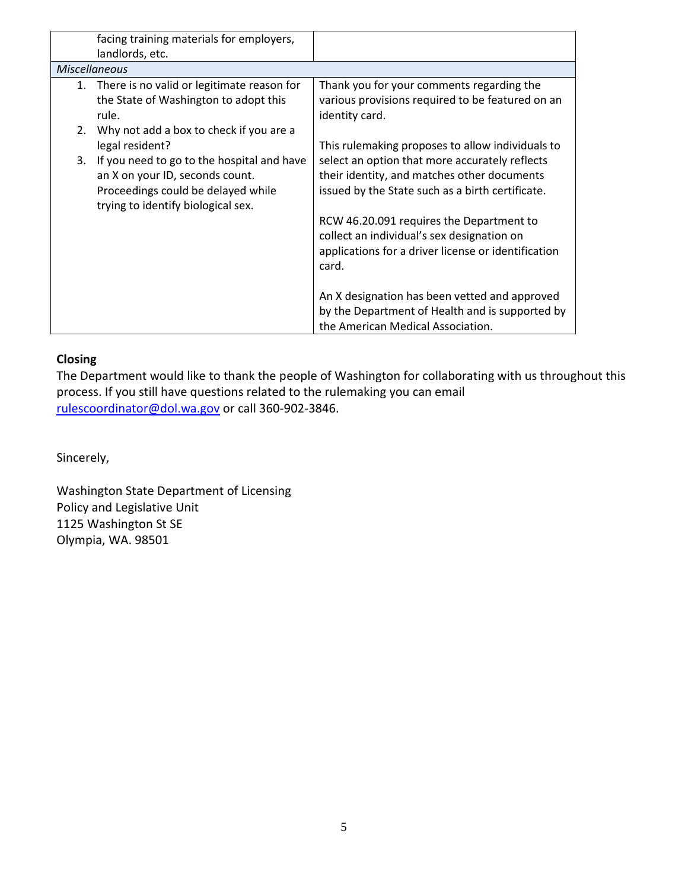| | |
|---|---|
| facing training materials for employers, landlords, etc. | |
| *Miscellaneous* | |
| 1. There is no valid or legitimate reason for the State of Washington to adopt this rule.<br>2. Why not add a box to check if you are a legal resident?<br>3. If you need to go to the hospital and have an X on your ID, seconds count. Proceedings could be delayed while trying to identify biological sex. | Thank you for your comments regarding the various provisions required to be featured on an identity card.<br><br>This rulemaking proposes to allow individuals to select an option that more accurately reflects their identity, and matches other documents issued by the State such as a birth certificate.<br><br>RCW 46.20.091 requires the Department to collect an individual's sex designation on applications for a driver license or identification card.<br><br>An X designation has been vetted and approved by the Department of Health and is supported by the American Medical Association. |

**Closing**

The Department would like to thank the people of Washington for collaborating with us throughout this process. If you still have questions related to the rulemaking you can email rulescoordinator@dol.wa.gov or call 360-902-3846.

Sincerely,

Washington State Department of Licensing
Policy and Legislative Unit
1125 Washington St SE
Olympia, WA. 98501